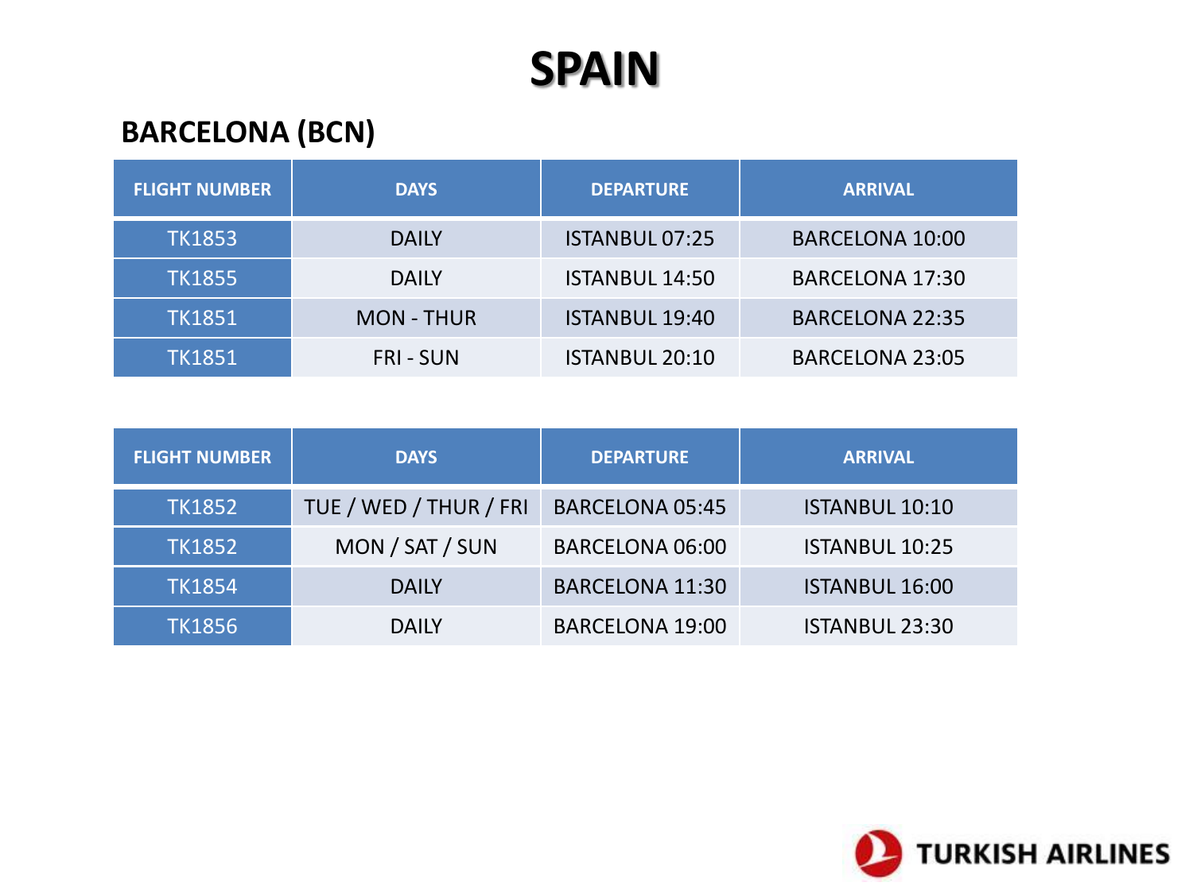# SPAIN

## BARCELONA (BCN)

| FLIGHT NUMBER | DAYS | DEPARTURE | ARRIVAL |
|---|---|---|---|
| TK1853 | DAILY | ISTANBUL 07:25 | BARCELONA 10:00 |
| TK1855 | DAILY | ISTANBUL 14:50 | BARCELONA 17:30 |
| TK1851 | MON - THUR | ISTANBUL 19:40 | BARCELONA 22:35 |
| TK1851 | FRI - SUN | ISTANBUL 20:10 | BARCELONA 23:05 |

| FLIGHT NUMBER | DAYS | DEPARTURE | ARRIVAL |
|---|---|---|---|
| TK1852 | TUE / WED / THUR / FRI | BARCELONA 05:45 | ISTANBUL 10:10 |
| TK1852 | MON / SAT / SUN | BARCELONA 06:00 | ISTANBUL 10:25 |
| TK1854 | DAILY | BARCELONA 11:30 | ISTANBUL 16:00 |
| TK1856 | DAILY | BARCELONA 19:00 | ISTANBUL 23:30 |

TURKISH AIRLINES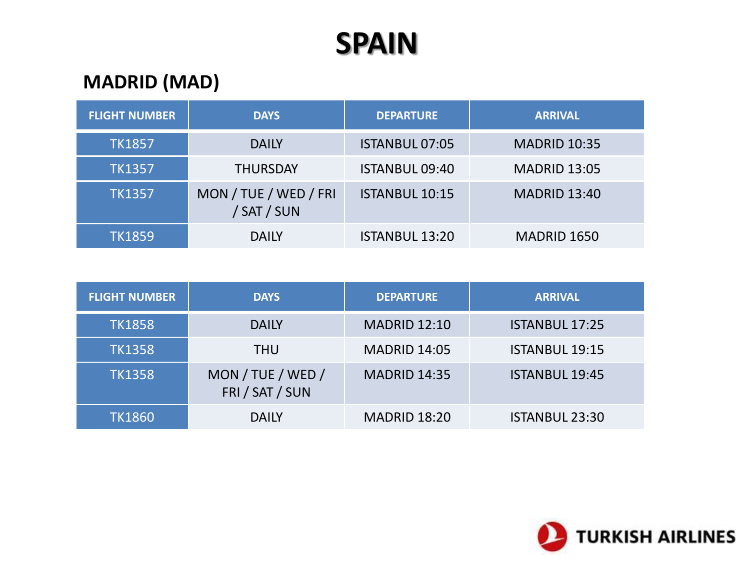# SPAIN

## MADRID (MAD)

| FLIGHT NUMBER | DAYS | DEPARTURE | ARRIVAL |
|---|---|---|---|
| TK1857 | DAILY | ISTANBUL 07:05 | MADRID 10:35 |
| TK1357 | THURSDAY | ISTANBUL 09:40 | MADRID 13:05 |
| TK1357 | MON / TUE / WED / FRI / SAT / SUN | ISTANBUL 10:15 | MADRID 13:40 |
| TK1859 | DAILY | ISTANBUL 13:20 | MADRID 1650 |

| FLIGHT NUMBER | DAYS | DEPARTURE | ARRIVAL |
|---|---|---|---|
| TK1858 | DAILY | MADRID 12:10 | ISTANBUL 17:25 |
| TK1358 | THU | MADRID 14:05 | ISTANBUL 19:15 |
| TK1358 | MON / TUE / WED / FRI / SAT / SUN | MADRID 14:35 | ISTANBUL 19:45 |
| TK1860 | DAILY | MADRID 18:20 | ISTANBUL 23:30 |

TURKISH AIRLINES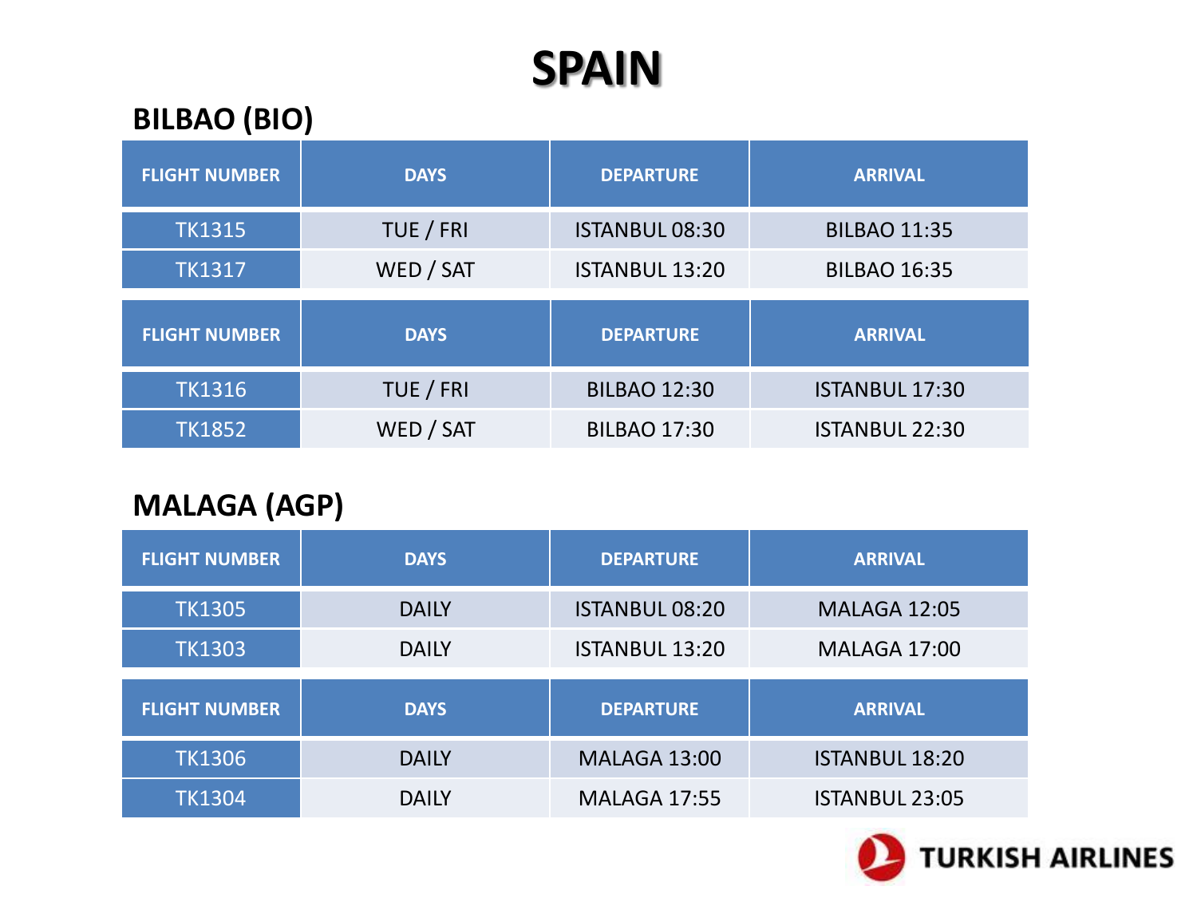# SPAIN

## BILBAO (BIO)

| FLIGHT NUMBER | DAYS | DEPARTURE | ARRIVAL |
|---|---|---|---|
| TK1315 | TUE / FRI | ISTANBUL 08:30 | BILBAO 11:35 |
| TK1317 | WED / SAT | ISTANBUL 13:20 | BILBAO 16:35 |

| FLIGHT NUMBER | DAYS | DEPARTURE | ARRIVAL |
|---|---|---|---|
| TK1316 | TUE / FRI | BILBAO 12:30 | ISTANBUL 17:30 |
| TK1852 | WED / SAT | BILBAO 17:30 | ISTANBUL 22:30 |

## MALAGA (AGP)

| FLIGHT NUMBER | DAYS | DEPARTURE | ARRIVAL |
|---|---|---|---|
| TK1305 | DAILY | ISTANBUL 08:20 | MALAGA 12:05 |
| TK1303 | DAILY | ISTANBUL 13:20 | MALAGA 17:00 |

| FLIGHT NUMBER | DAYS | DEPARTURE | ARRIVAL |
|---|---|---|---|
| TK1306 | DAILY | MALAGA 13:00 | ISTANBUL 18:20 |
| TK1304 | DAILY | MALAGA 17:55 | ISTANBUL 23:05 |

TURKISH AIRLINES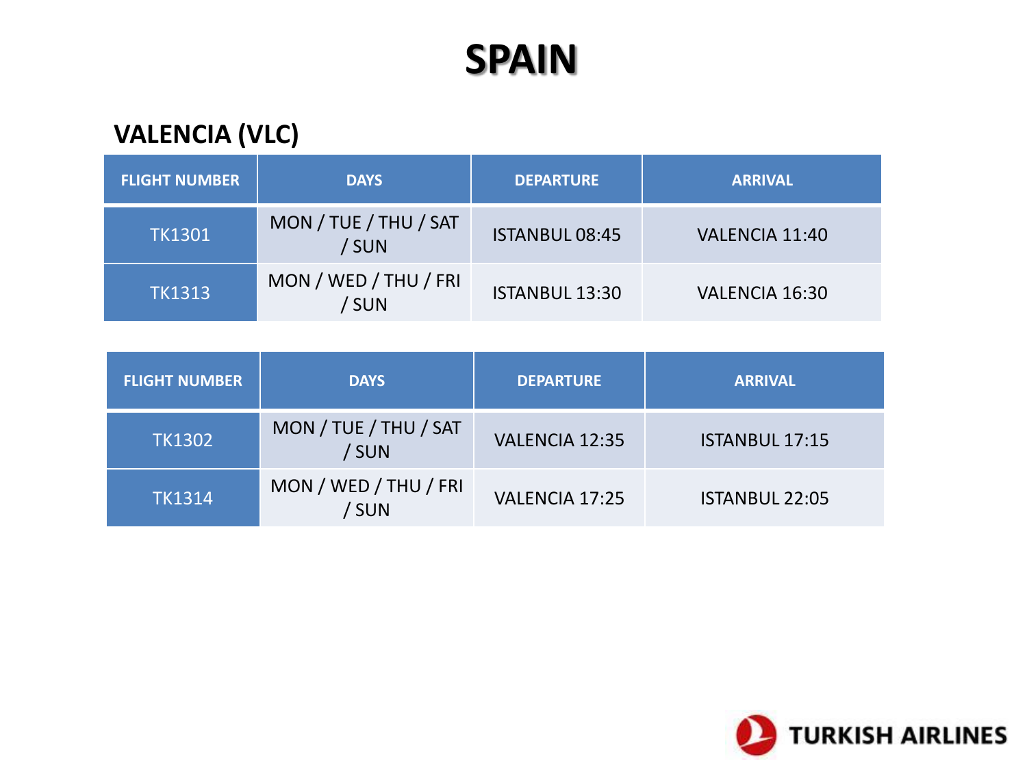# SPAIN

## VALENCIA (VLC)

| FLIGHT NUMBER | DAYS | DEPARTURE | ARRIVAL |
|---|---|---|---|
| TK1301 | MON / TUE / THU / SAT / SUN | ISTANBUL 08:45 | VALENCIA 11:40 |
| TK1313 | MON / WED / THU / FRI / SUN | ISTANBUL 13:30 | VALENCIA 16:30 |

| FLIGHT NUMBER | DAYS | DEPARTURE | ARRIVAL |
|---|---|---|---|
| TK1302 | MON / TUE / THU / SAT / SUN | VALENCIA 12:35 | ISTANBUL 17:15 |
| TK1314 | MON / WED / THU / FRI / SUN | VALENCIA 17:25 | ISTANBUL 22:05 |

TURKISH AIRLINES